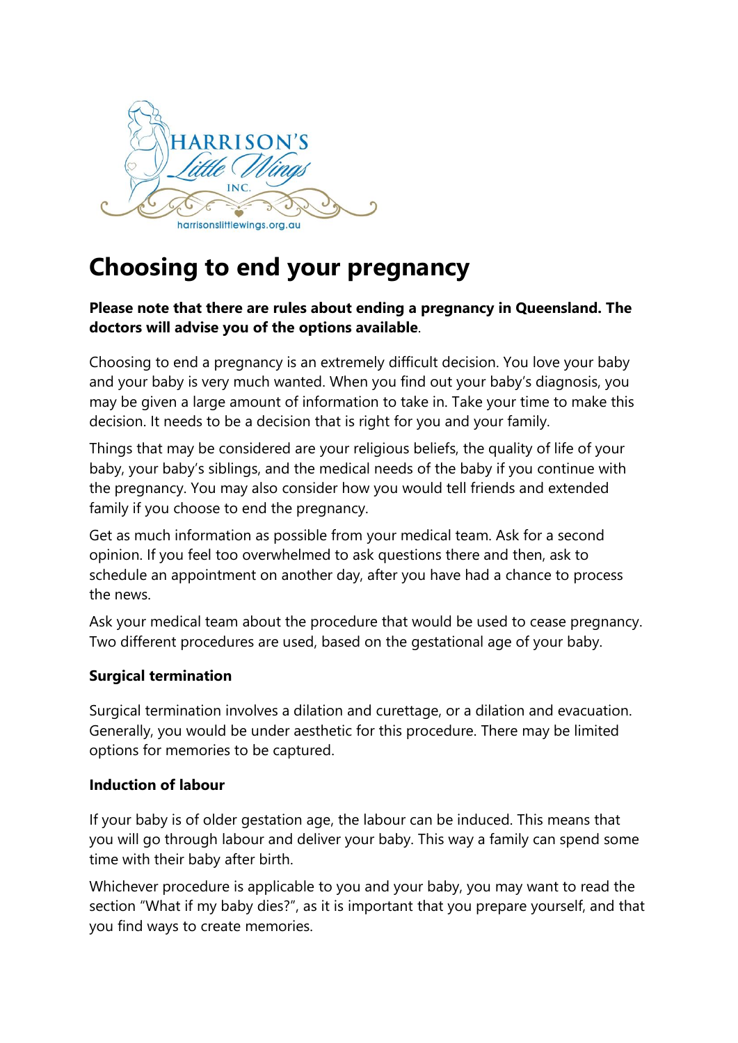HARRISON'S Little Wings INC.

harrisonslittlewings.org.au

# Choosing to end your pregnancy

**Please note that there are rules about ending a pregnancy in Queensland. The doctors will advise you of the options available**.

Choosing to end a pregnancy is an extremely difficult decision. You love your baby and your baby is very much wanted. When you find out your baby's diagnosis, you may be given a large amount of information to take in. Take your time to make this decision. It needs to be a decision that is right for you and your family.

Things that may be considered are your religious beliefs, the quality of life of your baby, your baby's siblings, and the medical needs of the baby if you continue with the pregnancy. You may also consider how you would tell friends and extended family if you choose to end the pregnancy.

Get as much information as possible from your medical team. Ask for a second opinion. If you feel too overwhelmed to ask questions there and then, ask to schedule an appointment on another day, after you have had a chance to process the news.

Ask your medical team about the procedure that would be used to cease pregnancy. Two different procedures are used, based on the gestational age of your baby.

**Surgical termination**

Surgical termination involves a dilation and curettage, or a dilation and evacuation. Generally, you would be under aesthetic for this procedure. There may be limited options for memories to be captured.

**Induction of labour**

If your baby is of older gestation age, the labour can be induced. This means that you will go through labour and deliver your baby. This way a family can spend some time with their baby after birth.

Whichever procedure is applicable to you and your baby, you may want to read the section "What if my baby dies?", as it is important that you prepare yourself, and that you find ways to create memories.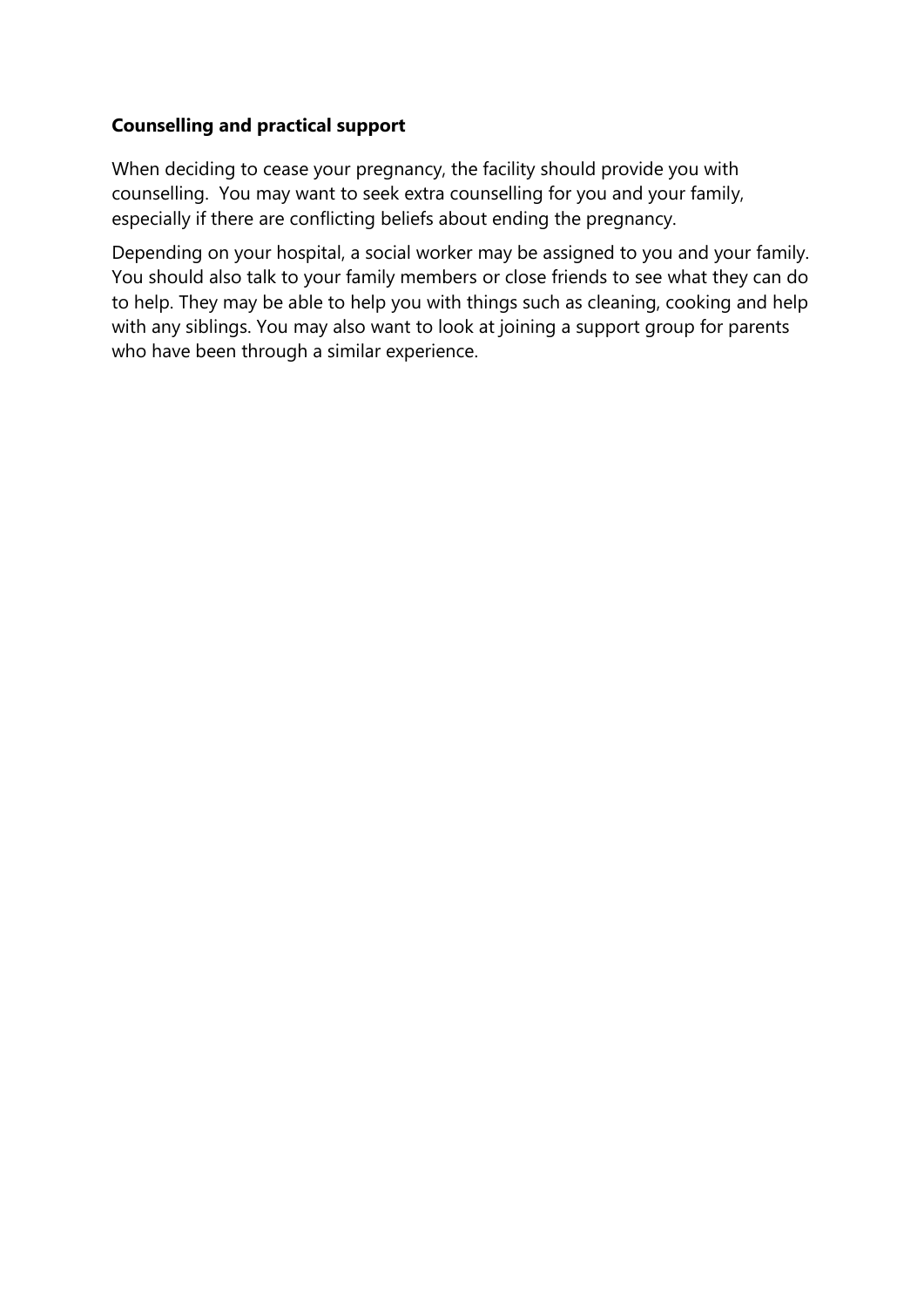**Counselling and practical support**

When deciding to cease your pregnancy, the facility should provide you with counselling. You may want to seek extra counselling for you and your family, especially if there are conflicting beliefs about ending the pregnancy.

Depending on your hospital, a social worker may be assigned to you and your family. You should also talk to your family members or close friends to see what they can do to help. They may be able to help you with things such as cleaning, cooking and help with any siblings. You may also want to look at joining a support group for parents who have been through a similar experience.